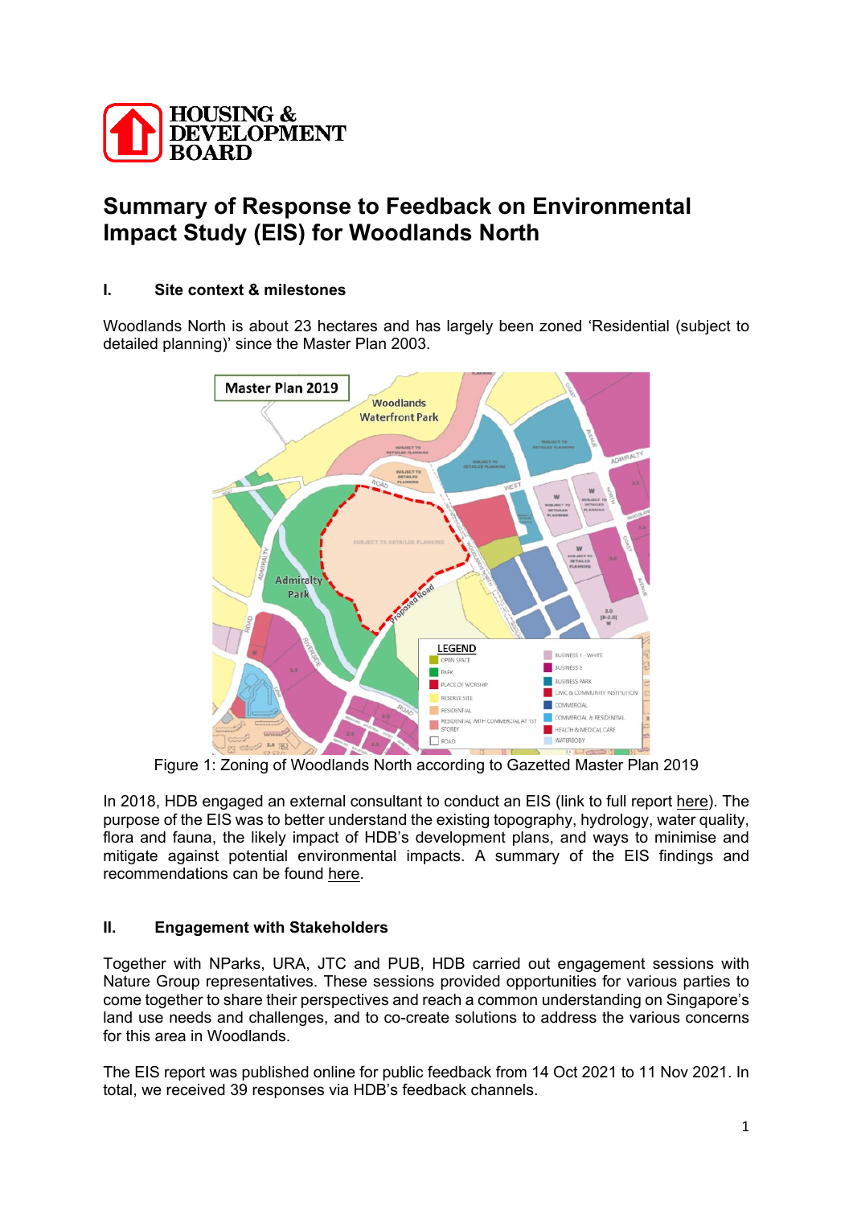HOUSING & DEVELOPMENT BOARD

# Summary of Response to Feedback on Environmental Impact Study (EIS) for Woodlands North

## I. Site context & milestones

Woodlands North is about 23 hectares and has largely been zoned 'Residential (subject to detailed planning)' since the Master Plan 2003.

Figure 1: Zoning of Woodlands North according to Gazetted Master Plan 2019

In 2018, HDB engaged an external consultant to conduct an EIS (link to full report here). The purpose of the EIS was to better understand the existing topography, hydrology, water quality, flora and fauna, the likely impact of HDB's development plans, and ways to minimise and mitigate against potential environmental impacts. A summary of the EIS findings and recommendations can be found here.

## II. Engagement with Stakeholders

Together with NParks, URA, JTC and PUB, HDB carried out engagement sessions with Nature Group representatives. These sessions provided opportunities for various parties to come together to share their perspectives and reach a common understanding on Singapore's land use needs and challenges, and to co-create solutions to address the various concerns for this area in Woodlands.

The EIS report was published online for public feedback from 14 Oct 2021 to 11 Nov 2021. In total, we received 39 responses via HDB's feedback channels.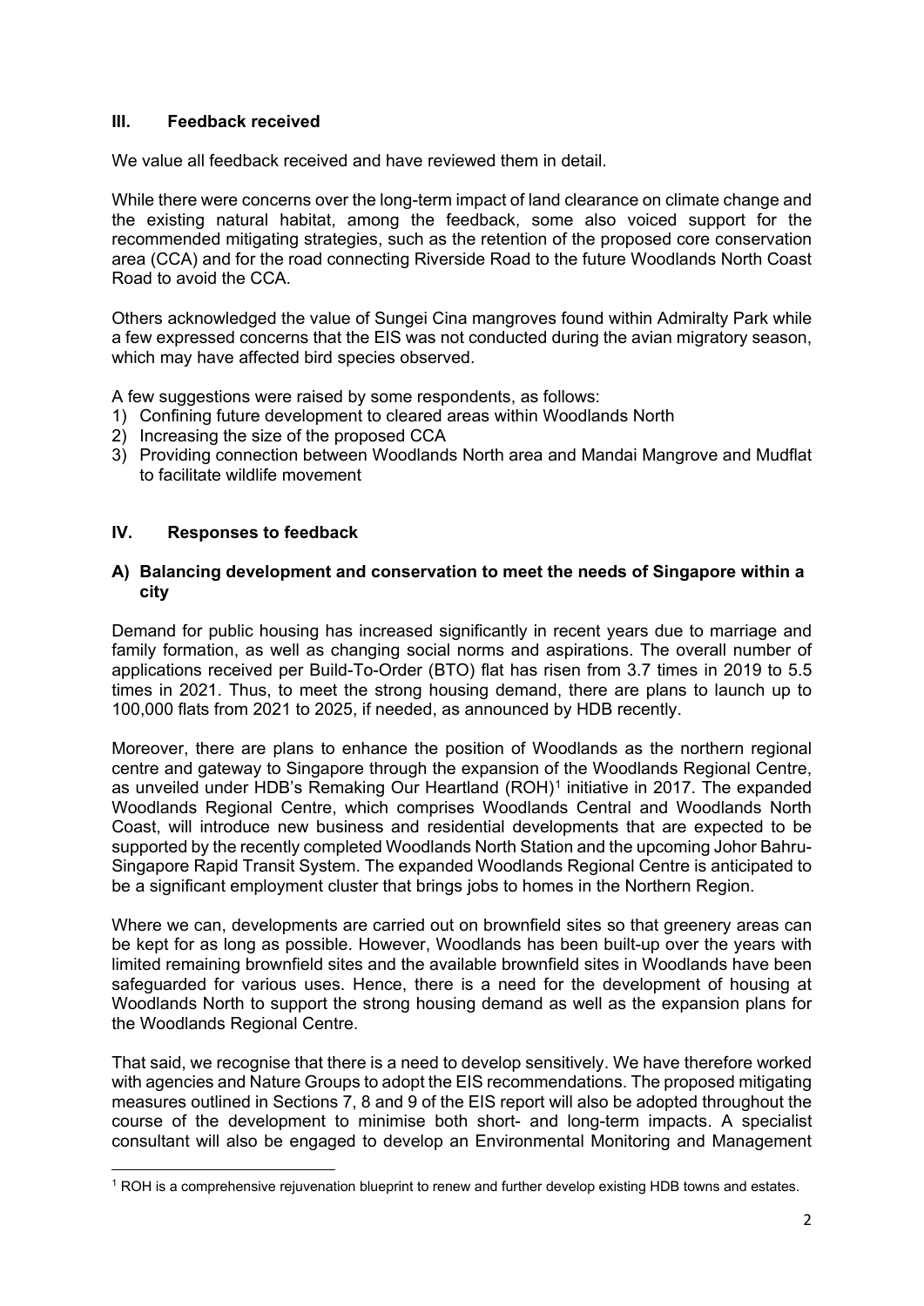## III. Feedback received

We value all feedback received and have reviewed them in detail.

While there were concerns over the long-term impact of land clearance on climate change and the existing natural habitat, among the feedback, some also voiced support for the recommended mitigating strategies, such as the retention of the proposed core conservation area (CCA) and for the road connecting Riverside Road to the future Woodlands North Coast Road to avoid the CCA.

Others acknowledged the value of Sungei Cina mangroves found within Admiralty Park while a few expressed concerns that the EIS was not conducted during the avian migratory season, which may have affected bird species observed.

A few suggestions were raised by some respondents, as follows:

1) Confining future development to cleared areas within Woodlands North
2) Increasing the size of the proposed CCA
3) Providing connection between Woodlands North area and Mandai Mangrove and Mudflat to facilitate wildlife movement

## IV. Responses to feedback

### A) Balancing development and conservation to meet the needs of Singapore within a city

Demand for public housing has increased significantly in recent years due to marriage and family formation, as well as changing social norms and aspirations. The overall number of applications received per Build-To-Order (BTO) flat has risen from 3.7 times in 2019 to 5.5 times in 2021. Thus, to meet the strong housing demand, there are plans to launch up to 100,000 flats from 2021 to 2025, if needed, as announced by HDB recently.

Moreover, there are plans to enhance the position of Woodlands as the northern regional centre and gateway to Singapore through the expansion of the Woodlands Regional Centre, as unveiled under HDB's Remaking Our Heartland (ROH)[1] initiative in 2017. The expanded Woodlands Regional Centre, which comprises Woodlands Central and Woodlands North Coast, will introduce new business and residential developments that are expected to be supported by the recently completed Woodlands North Station and the upcoming Johor Bahru-Singapore Rapid Transit System. The expanded Woodlands Regional Centre is anticipated to be a significant employment cluster that brings jobs to homes in the Northern Region.

Where we can, developments are carried out on brownfield sites so that greenery areas can be kept for as long as possible. However, Woodlands has been built-up over the years with limited remaining brownfield sites and the available brownfield sites in Woodlands have been safeguarded for various uses. Hence, there is a need for the development of housing at Woodlands North to support the strong housing demand as well as the expansion plans for the Woodlands Regional Centre.

That said, we recognise that there is a need to develop sensitively. We have therefore worked with agencies and Nature Groups to adopt the EIS recommendations. The proposed mitigating measures outlined in Sections 7, 8 and 9 of the EIS report will also be adopted throughout the course of the development to minimise both short- and long-term impacts. A specialist consultant will also be engaged to develop an Environmental Monitoring and Management

[1] ROH is a comprehensive rejuvenation blueprint to renew and further develop existing HDB towns and estates.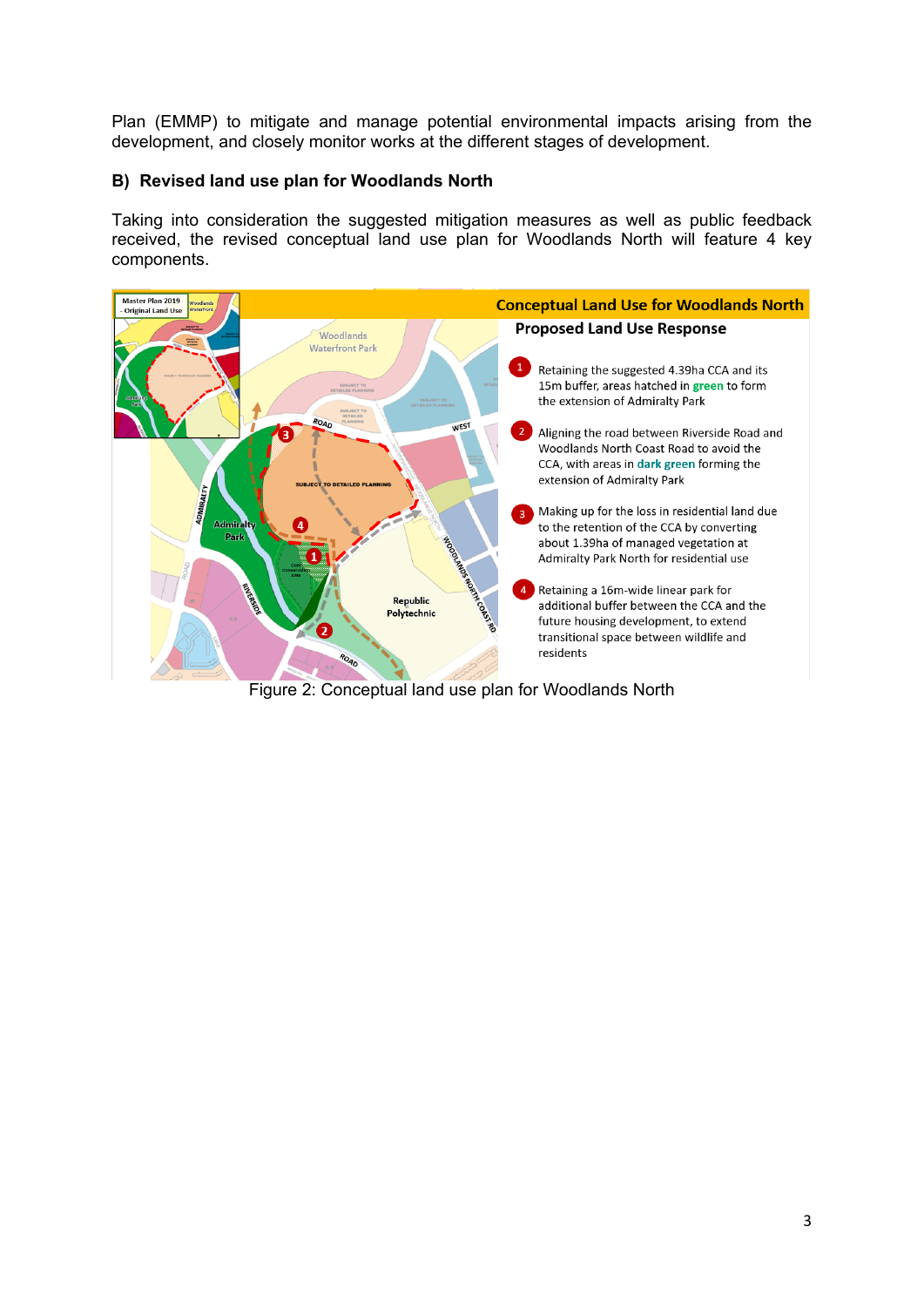Plan (EMMP) to mitigate and manage potential environmental impacts arising from the development, and closely monitor works at the different stages of development.

## B) Revised land use plan for Woodlands North

Taking into consideration the suggested mitigation measures as well as public feedback received, the revised conceptual land use plan for Woodlands North will feature 4 key components.

**Conceptual Land Use for Woodlands North**

**Proposed Land Use Response**

1. Retaining the suggested 4.39ha CCA and its 15m buffer, areas hatched in green to form the extension of Admiralty Park
2. Aligning the road between Riverside Road and Woodlands North Coast Road to avoid the CCA, with areas in dark green forming the extension of Admiralty Park
3. Making up for the loss in residential land due to the retention of the CCA by converting about 1.39ha of managed vegetation at Admiralty Park North for residential use
4. Retaining a 16m-wide linear park for additional buffer between the CCA and the future housing development, to extend transitional space between wildlife and residents

Figure 2: Conceptual land use plan for Woodlands North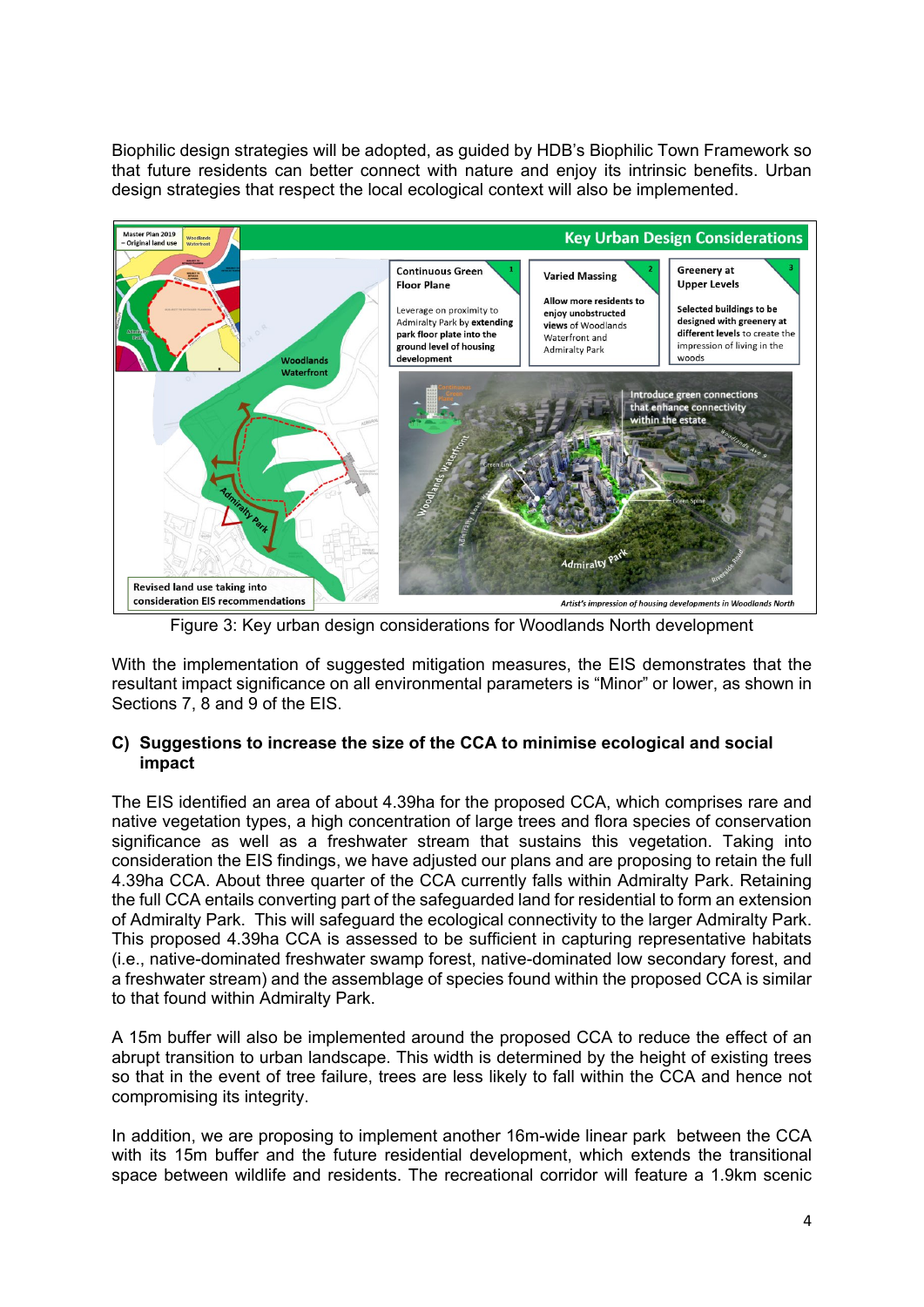Biophilic design strategies will be adopted, as guided by HDB's Biophilic Town Framework so that future residents can better connect with nature and enjoy its intrinsic benefits. Urban design strategies that respect the local ecological context will also be implemented.

Figure 3: Key urban design considerations for Woodlands North development

With the implementation of suggested mitigation measures, the EIS demonstrates that the resultant impact significance on all environmental parameters is "Minor" or lower, as shown in Sections 7, 8 and 9 of the EIS.

**C) Suggestions to increase the size of the CCA to minimise ecological and social impact**

The EIS identified an area of about 4.39ha for the proposed CCA, which comprises rare and native vegetation types, a high concentration of large trees and flora species of conservation significance as well as a freshwater stream that sustains this vegetation. Taking into consideration the EIS findings, we have adjusted our plans and are proposing to retain the full 4.39ha CCA. About three quarter of the CCA currently falls within Admiralty Park. Retaining the full CCA entails converting part of the safeguarded land for residential to form an extension of Admiralty Park. This will safeguard the ecological connectivity to the larger Admiralty Park. This proposed 4.39ha CCA is assessed to be sufficient in capturing representative habitats (i.e., native-dominated freshwater swamp forest, native-dominated low secondary forest, and a freshwater stream) and the assemblage of species found within the proposed CCA is similar to that found within Admiralty Park.

A 15m buffer will also be implemented around the proposed CCA to reduce the effect of an abrupt transition to urban landscape. This width is determined by the height of existing trees so that in the event of tree failure, trees are less likely to fall within the CCA and hence not compromising its integrity.

In addition, we are proposing to implement another 16m-wide linear park between the CCA with its 15m buffer and the future residential development, which extends the transitional space between wildlife and residents. The recreational corridor will feature a 1.9km scenic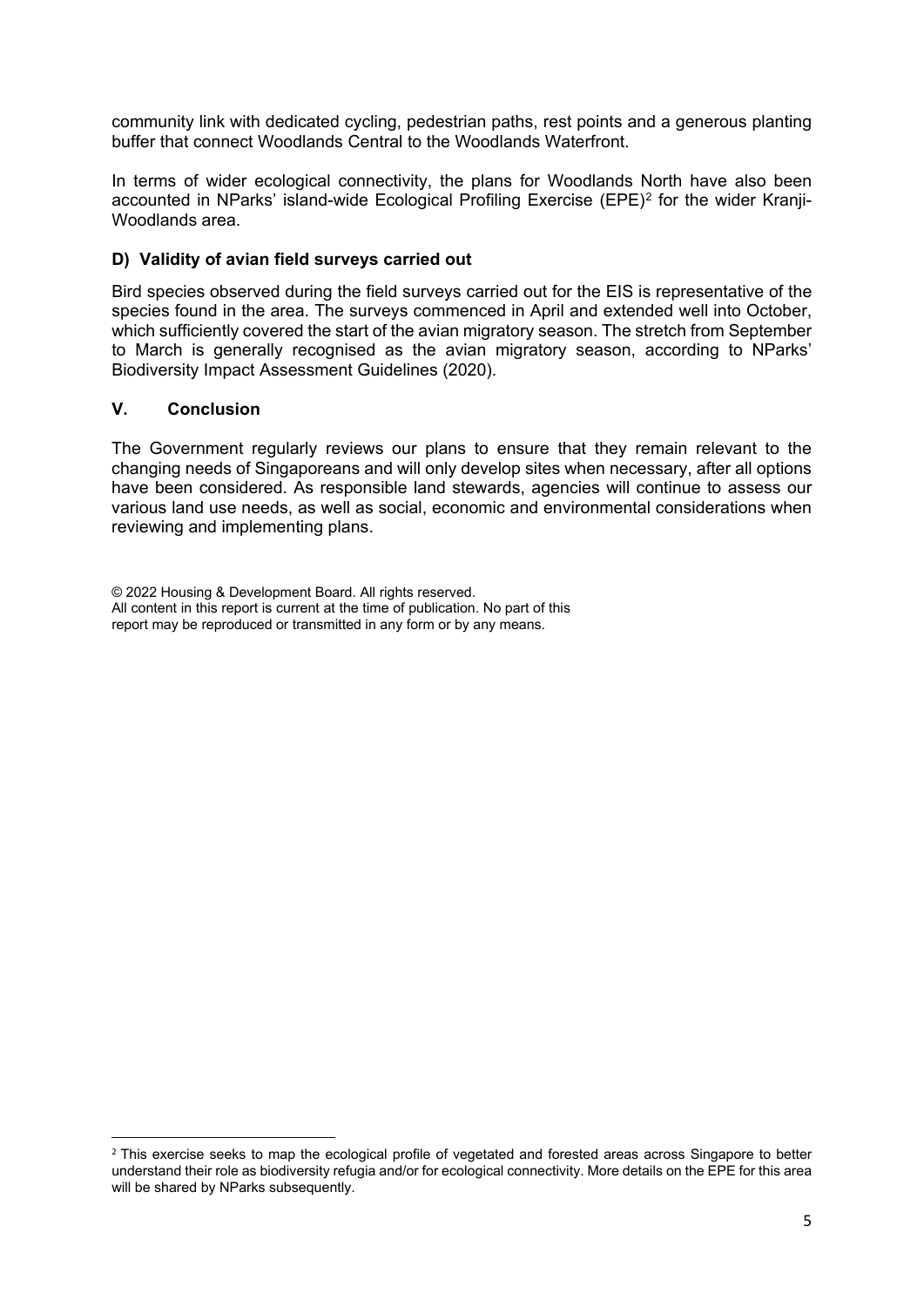community link with dedicated cycling, pedestrian paths, rest points and a generous planting buffer that connect Woodlands Central to the Woodlands Waterfront.

In terms of wider ecological connectivity, the plans for Woodlands North have also been accounted in NParks' island-wide Ecological Profiling Exercise (EPE)[2] for the wider Kranji-Woodlands area.

### D) Validity of avian field surveys carried out

Bird species observed during the field surveys carried out for the EIS is representative of the species found in the area. The surveys commenced in April and extended well into October, which sufficiently covered the start of the avian migratory season. The stretch from September to March is generally recognised as the avian migratory season, according to NParks' Biodiversity Impact Assessment Guidelines (2020).

## V. Conclusion

The Government regularly reviews our plans to ensure that they remain relevant to the changing needs of Singaporeans and will only develop sites when necessary, after all options have been considered. As responsible land stewards, agencies will continue to assess our various land use needs, as well as social, economic and environmental considerations when reviewing and implementing plans.

© 2022 Housing & Development Board. All rights reserved.
All content in this report is current at the time of publication. No part of this report may be reproduced or transmitted in any form or by any means.

---

[2] This exercise seeks to map the ecological profile of vegetated and forested areas across Singapore to better understand their role as biodiversity refugia and/or for ecological connectivity. More details on the EPE for this area will be shared by NParks subsequently.